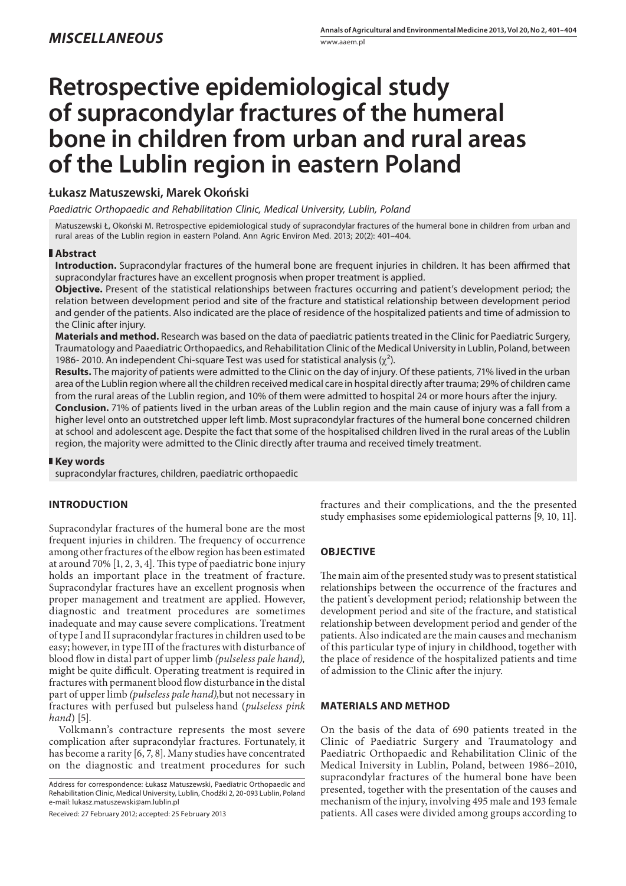*MISCELLANEOUS*

# Retrospective epidemiological study of supracondylar fractures of the humeral bone in children from urban and rural areas of the Lublin region in eastern Poland

**Łukasz Matuszewski, Marek Okoński**

*Paediatric Orthopaedic and Rehabilitation Clinic, Medical University, Lublin, Poland*

Matuszewski Ł, Okoński M. Retrospective epidemiological study of supracondylar fractures of the humeral bone in children from urban and rural areas of the Lublin region in eastern Poland. Ann Agric Environ Med. 2013; 20(2): 401–404.

## Abstract

**Introduction.** Supracondylar fractures of the humeral bone are frequent injuries in children. It has been affirmed that supracondylar fractures have an excellent prognosis when proper treatment is applied.

**Objective.** Present of the statistical relationships between fractures occurring and patient's development period; the relation between development period and site of the fracture and statistical relationship between development period and gender of the patients. Also indicated are the place of residence of the hospitalized patients and time of admission to the Clinic after injury.

**Materials and method.** Research was based on the data of paediatric patients treated in the Clinic for Paediatric Surgery, Traumatology and Paaediatric Orthopaedics, and Rehabilitation Clinic of the Medical University in Lublin, Poland, between 1986- 2010. An independent Chi-square Test was used for statistical analysis ($\chi^2$).

**Results.** The majority of patients were admitted to the Clinic on the day of injury. Of these patients, 71% lived in the urban area of the Lublin region where all the children received medical care in hospital directly after trauma; 29% of children came from the rural areas of the Lublin region, and 10% of them were admitted to hospital 24 or more hours after the injury.

**Conclusion.** 71% of patients lived in the urban areas of the Lublin region and the main cause of injury was a fall from a higher level onto an outstretched upper left limb. Most supracondylar fractures of the humeral bone concerned children at school and adolescent age. Despite the fact that some of the hospitalised children lived in the rural areas of the Lublin region, the majority were admitted to the Clinic directly after trauma and received timely treatment.

## Key words

supracondylar fractures, children, paediatric orthopaedic

## INTRODUCTION

Supracondylar fractures of the humeral bone are the most frequent injuries in children. The frequency of occurrence among other fractures of the elbow region has been estimated at around 70% [1, 2, 3, 4]. This type of paediatric bone injury holds an important place in the treatment of fracture. Supracondylar fractures have an excellent prognosis when proper management and treatment are applied. However, diagnostic and treatment procedures are sometimes inadequate and may cause severe complications. Treatment of type I and II supracondylar fractures in children used to be easy; however, in type III of the fractures with disturbance of blood flow in distal part of upper limb *(pulseless pale hand),* might be quite difficult. Operating treatment is required in fractures with permanent blood flow disturbance in the distal part of upper limb *(pulseless pale hand),*but not necessary in fractures with perfused but pulseless hand (*pulseless pink hand*) [5].

Volkmann's contracture represents the most severe complication after supracondylar fractures. Fortunately, it has become a rarity [6, 7, 8]. Many studies have concentrated on the diagnostic and treatment procedures for such fractures and their complications, and the the presented study emphasises some epidemiological patterns [9, 10, 11].

## OBJECTIVE

The main aim of the presented study was to present statistical relationships between the occurrence of the fractures and the patient's development period; relationship between the development period and site of the fracture, and statistical relationship between development period and gender of the patients. Also indicated are the main causes and mechanism of this particular type of injury in childhood, together with the place of residence of the hospitalized patients and time of admission to the Clinic after the injury.

## MATERIALS AND METHOD

On the basis of the data of 690 patients treated in the Clinic of Paediatric Surgery and Traumatology and Paediatric Orthopaedic and Rehabilitation Clinic of the Medical University in Lublin, Poland, between 1986–2010, supracondylar fractures of the humeral bone have been presented, together with the presentation of the causes and mechanism of the injury, involving 495 male and 193 female patients. All cases were divided among groups according to

Address for correspondence: Łukasz Matuszewski, Paediatric Orthopaedic and Rehabilitation Clinic, Medical University, Lublin, Chodźki 2, 20-093 Lublin, Poland e-mail: lukasz.matuszewski@am.lublin.pl

Received: 27 February 2012; accepted: 25 February 2013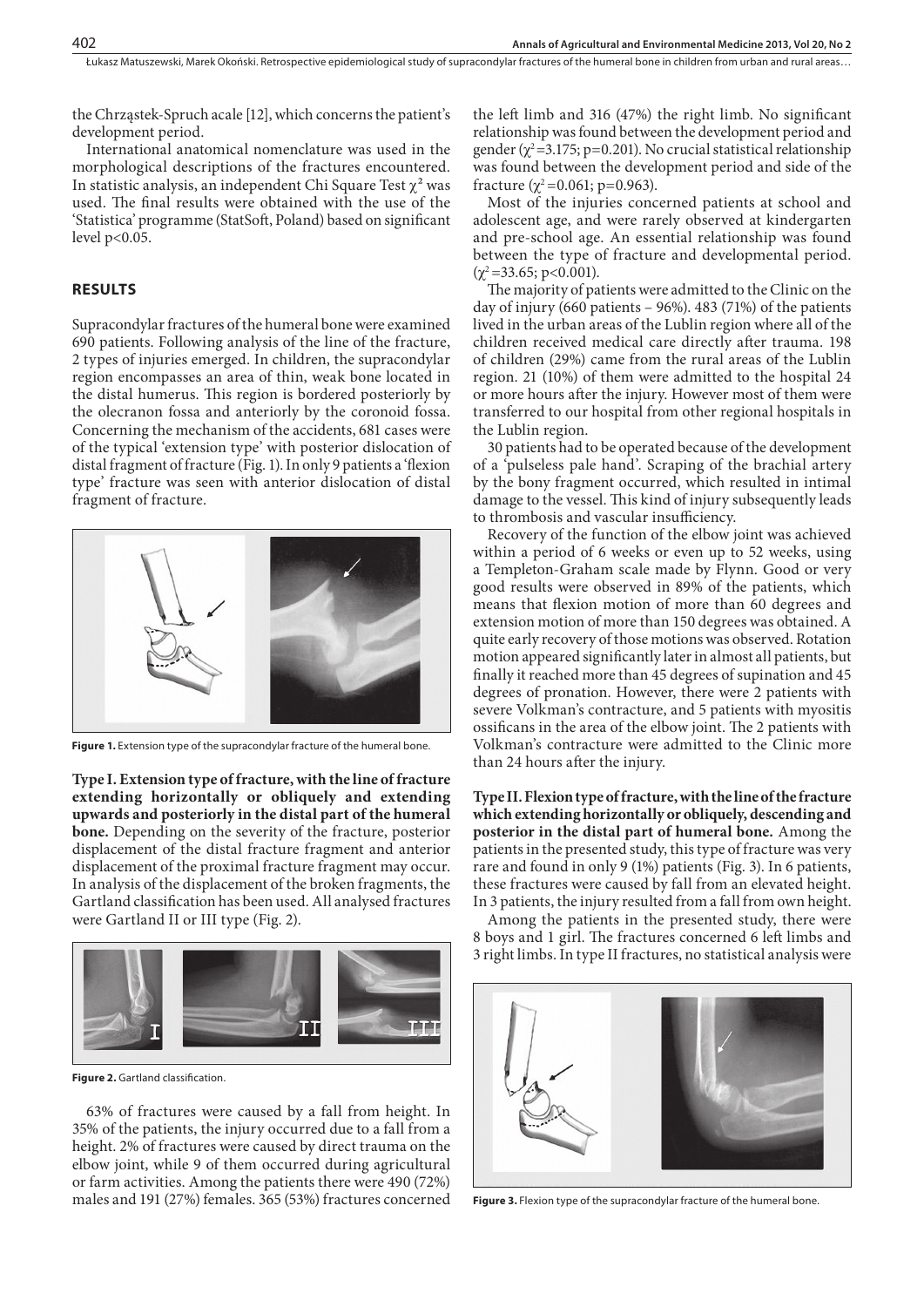the Chrząstek-Spruch acale [12], which concerns the patient's development period.

International anatomical nomenclature was used in the morphological descriptions of the fractures encountered. In statistic analysis, an independent Chi Square Test $\chi^2$ was used. The final results were obtained with the use of the 'Statistica' programme (StatSoft, Poland) based on significant level $p<0.05$.

## RESULTS

Supracondylar fractures of the humeral bone were examined 690 patients. Following analysis of the line of the fracture, 2 types of injuries emerged. In children, the supracondylar region encompasses an area of thin, weak bone located in the distal humerus. This region is bordered posteriorly by the olecranon fossa and anteriorly by the coronoid fossa. Concerning the mechanism of the accidents, 681 cases were of the typical 'extension type' with posterior dislocation of distal fragment of fracture (Fig. 1). In only 9 patients a 'flexion type' fracture was seen with anterior dislocation of distal fragment of fracture.

**Figure 1.** Extension type of the supracondylar fracture of the humeral bone.

**Type I. Extension type of fracture, with the line of fracture extending horizontally or obliquely and extending upwards and posteriorly in the distal part of the humeral bone.** Depending on the severity of the fracture, posterior displacement of the distal fracture fragment and anterior displacement of the proximal fracture fragment may occur. In analysis of the displacement of the broken fragments, the Gartland classification has been used. All analysed fractures were Gartland II or III type (Fig. 2).

**Figure 2.** Gartland classification.

63% of fractures were caused by a fall from height. In 35% of the patients, the injury occurred due to a fall from a height. 2% of fractures were caused by direct trauma on the elbow joint, while 9 of them occurred during agricultural or farm activities. Among the patients there were 490 (72%) males and 191 (27%) females. 365 (53%) fractures concerned the left limb and 316 (47%) the right limb. No significant relationship was found between the development period and gender ($\chi^2=3.175$; $p=0.201$). No crucial statistical relationship was found between the development period and side of the fracture ($\chi^2=0.061$; $p=0.963$).

Most of the injuries concerned patients at school and adolescent age, and were rarely observed at kindergarten and pre-school age. An essential relationship was found between the type of fracture and developmental period. ($\chi^2=33.65$; $p<0.001$).

The majority of patients were admitted to the Clinic on the day of injury (660 patients – 96%). 483 (71%) of the patients lived in the urban areas of the Lublin region where all of the children received medical care directly after trauma. 198 of children (29%) came from the rural areas of the Lublin region. 21 (10%) of them were admitted to the hospital 24 or more hours after the injury. However most of them were transferred to our hospital from other regional hospitals in the Lublin region.

30 patients had to be operated because of the development of a 'pulseless pale hand'. Scraping of the brachial artery by the bony fragment occurred, which resulted in intimal damage to the vessel. This kind of injury subsequently leads to thrombosis and vascular insufficiency.

Recovery of the function of the elbow joint was achieved within a period of 6 weeks or even up to 52 weeks, using a Templeton-Graham scale made by Flynn. Good or very good results were observed in 89% of the patients, which means that flexion motion of more than 60 degrees and extension motion of more than 150 degrees was obtained. A quite early recovery of those motions was observed. Rotation motion appeared significantly later in almost all patients, but finally it reached more than 45 degrees of supination and 45 degrees of pronation. However, there were 2 patients with severe Volkman's contracture, and 5 patients with myositis ossificans in the area of the elbow joint. The 2 patients with Volkman's contracture were admitted to the Clinic more than 24 hours after the injury.

**Type II. Flexion type of fracture, with the line of the fracture which extending horizontally or obliquely, descending and posterior in the distal part of humeral bone.** Among the patients in the presented study, this type of fracture was very rare and found in only 9 (1%) patients (Fig. 3). In 6 patients, these fractures were caused by fall from an elevated height. In 3 patients, the injury resulted from a fall from own height.

Among the patients in the presented study, there were 8 boys and 1 girl. The fractures concerned 6 left limbs and 3 right limbs. In type II fractures, no statistical analysis were

**Figure 3.** Flexion type of the supracondylar fracture of the humeral bone.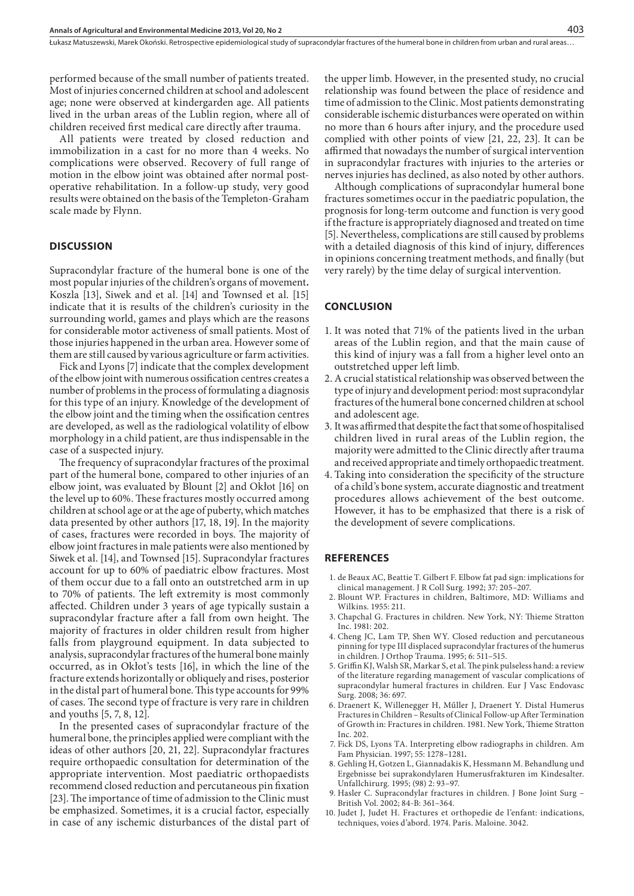performed because of the small number of patients treated. Most of injuries concerned children at school and adolescent age; none were observed at kindergarden age. All patients lived in the urban areas of the Lublin region, where all of children received first medical care directly after trauma.

All patients were treated by closed reduction and immobilization in a cast for no more than 4 weeks. No complications were observed. Recovery of full range of motion in the elbow joint was obtained after normal post-operative rehabilitation. In a follow-up study, very good results were obtained on the basis of the Templeton-Graham scale made by Flynn.

## DISCUSSION

Supracondylar fracture of the humeral bone is one of the most popular injuries of the children's organs of movement**.** Koszla [13], Siwek and et al. [14] and Townsed et al. [15] indicate that it is results of the children's curiosity in the surrounding world, games and plays which are the reasons for considerable motor activeness of small patients. Most of those injuries happened in the urban area. However some of them are still caused by various agriculture or farm activities.

Fick and Lyons [7] indicate that the complex development of the elbow joint with numerous ossification centres creates a number of problems in the process of formulating a diagnosis for this type of an injury. Knowledge of the development of the elbow joint and the timing when the ossification centres are developed, as well as the radiological volatility of elbow morphology in a child patient, are thus indispensable in the case of a suspected injury.

The frequency of supracondylar fractures of the proximal part of the humeral bone, compared to other injuries of an elbow joint, was evaluated by Blount [2] and Okłot [16] on the level up to 60%. These fractures mostly occurred among children at school age or at the age of puberty, which matches data presented by other authors [17, 18, 19]. In the majority of cases, fractures were recorded in boys. The majority of elbow joint fractures in male patients were also mentioned by Siwek et al. [14], and Townsed [15]. Supracondylar fractures account for up to 60% of paediatric elbow fractures. Most of them occur due to a fall onto an outstretched arm in up to 70% of patients. The left extremity is most commonly affected. Children under 3 years of age typically sustain a supracondylar fracture after a fall from own height. The majority of fractures in older children result from higher falls from playground equipment. In data subjected to analysis, supracondylar fractures of the humeral bone mainly occurred, as in Okłot's tests [16], in which the line of the fracture extends horizontally or obliquely and rises, posterior in the distal part of humeral bone. This type accounts for 99% of cases. The second type of fracture is very rare in children and youths [5, 7, 8, 12].

In the presented cases of supracondylar fracture of the humeral bone, the principles applied were compliant with the ideas of other authors [20, 21, 22]. Supracondylar fractures require orthopaedic consultation for determination of the appropriate intervention. Most paediatric orthopaedists recommend closed reduction and percutaneous pin fixation [23]. The importance of time of admission to the Clinic must be emphasized. Sometimes, it is a crucial factor, especially in case of any ischemic disturbances of the distal part of the upper limb. However, in the presented study, no crucial relationship was found between the place of residence and time of admission to the Clinic. Most patients demonstrating considerable ischemic disturbances were operated on within no more than 6 hours after injury, and the procedure used complied with other points of view [21, 22, 23]. It can be affirmed that nowadays the number of surgical intervention in supracondylar fractures with injuries to the arteries or nerves injuries has declined, as also noted by other authors.

Although complications of supracondylar humeral bone fractures sometimes occur in the paediatric population, the prognosis for long-term outcome and function is very good if the fracture is appropriately diagnosed and treated on time [5]. Nevertheless, complications are still caused by problems with a detailed diagnosis of this kind of injury, differences in opinions concerning treatment methods, and finally (but very rarely) by the time delay of surgical intervention.

## CONCLUSION

1. It was noted that 71% of the patients lived in the urban areas of the Lublin region, and that the main cause of this kind of injury was a fall from a higher level onto an outstretched upper left limb.
2. A crucial statistical relationship was observed between the type of injury and development period: most supracondylar fractures of the humeral bone concerned children at school and adolescent age.
3. It was affirmed that despite the fact that some of hospitalised children lived in rural areas of the Lublin region, the majority were admitted to the Clinic directly after trauma and received appropriate and timely orthopaedic treatment.
4. Taking into consideration the specificity of the structure of a child's bone system, accurate diagnostic and treatment procedures allows achievement of the best outcome. However, it has to be emphasized that there is a risk of the development of severe complications.

## REFERENCES

1. de Beaux AC, Beattie T. Gilbert F. Elbow fat pad sign: implications for clinical management. J R Coll Surg. 1992; 37: 205–207.
2. Blount WP. Fractures in children, Baltimore, MD: Williams and Wilkins. 1955: 211.
3. Chapchal G. Fractures in children. New York, NY: Thieme Stratton Inc. 1981: 202.
4. Cheng JC, Lam TP, Shen WY. Closed reduction and percutaneous pinning for type III displaced supracondylar fractures of the humerus in children. J Orthop Trauma. 1995; 6: 511–515.
5. Griffin KJ, Walsh SR, Markar S, et al. The pink pulseless hand: a review of the literature regarding management of vascular complications of supracondylar humeral fractures in children. Eur J Vasc Endovasc Surg. 2008; 36: 697.
6. Draenert K, Willenegger H, Műller J, Draenert Y. Distal Humerus Fractures in Children – Results of Clinical Follow-up After Termination of Growth in: Fractures in children. 1981. New York, Thieme Stratton Inc. 202.
7. Fick DS, Lyons TA. Interpreting elbow radiographs in children. Am Fam Physician. 1997; 55: 1278–1281**.**
8. Gehling H, Gotzen L, Giannadakis K, Hessmann M. Behandlung und Ergebnisse bei suprakondylaren Humerusfrakturen im Kindesalter. Unfallchirurg. 1995; (98) 2: 93–97.
9. Hasler C. Supracondylar fractures in children. J Bone Joint Surg – British Vol. 2002; 84-B: 361–364.
10. Judet J, Judet H. Fractures et orthopedie de l'enfant: indications, techniques, voies d'abord. 1974. Paris. Maloine. 3042.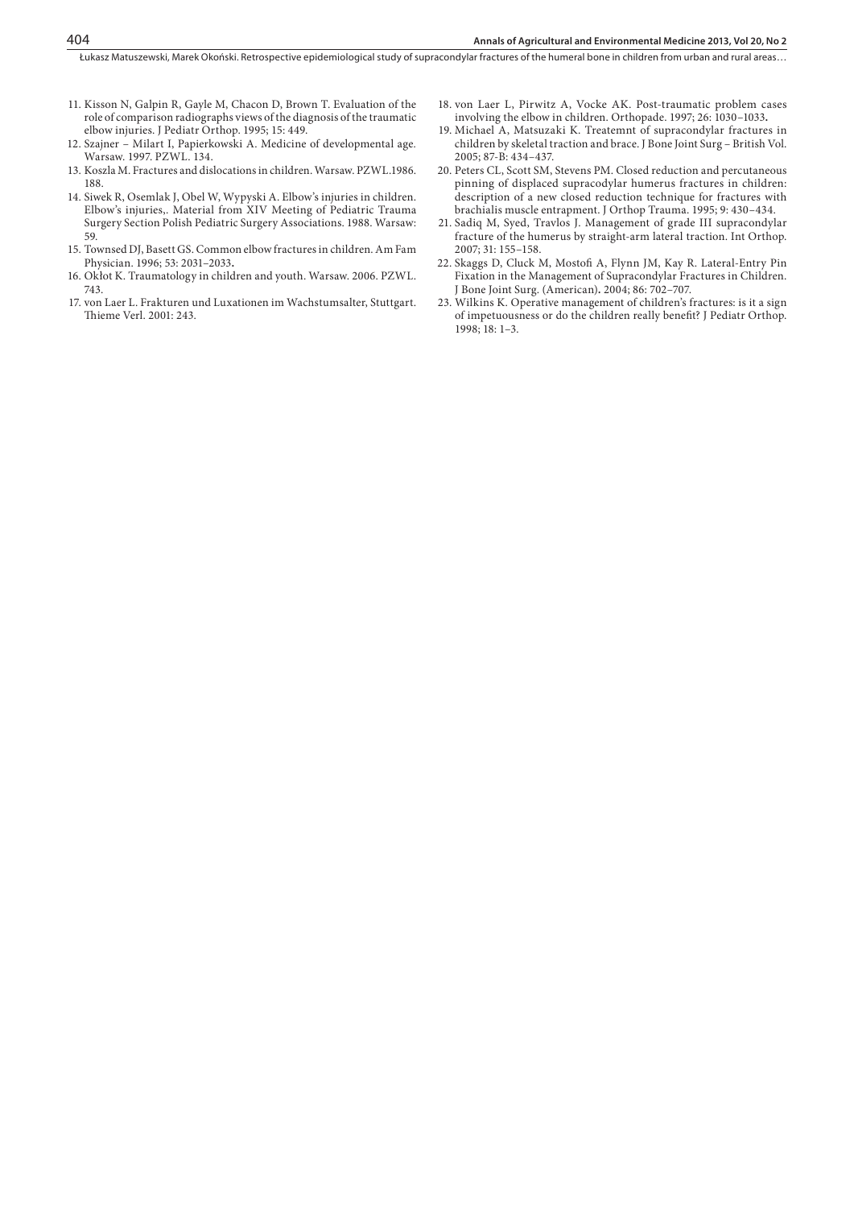11. Kisson N, Galpin R, Gayle M, Chacon D, Brown T. Evaluation of the role of comparison radiographs views of the diagnosis of the traumatic elbow injuries. J Pediatr Orthop. 1995; 15: 449.
12. Szajner – Milart I, Papierkowski A. Medicine of developmental age. Warsaw. 1997. PZWL. 134.
13. Koszla M. Fractures and dislocations in children. Warsaw. PZWL.1986. 188.
14. Siwek R, Osemlak J, Obel W, Wypyski A. Elbow's injuries in children. Elbow's injuries,. Material from XIV Meeting of Pediatric Trauma Surgery Section Polish Pediatric Surgery Associations. 1988. Warsaw: 59.
15. Townsed DJ, Basett GS. Common elbow fractures in children. Am Fam Physician. 1996; 53: 2031–2033.
16. Okłot K. Traumatology in children and youth. Warsaw. 2006. PZWL. 743.
17. von Laer L. Frakturen und Luxationen im Wachstumsalter, Stuttgart. Thieme Verl. 2001: 243.
18. von Laer L, Pirwitz A, Vocke AK. Post-traumatic problem cases involving the elbow in children. Orthopade. 1997; 26: 1030–1033.
19. Michael A, Matsuzaki K. Treatemnt of supracondylar fractures in children by skeletal traction and brace. J Bone Joint Surg – British Vol. 2005; 87-B: 434–437.
20. Peters CL, Scott SM, Stevens PM. Closed reduction and percutaneous pinning of displaced supracodylar humerus fractures in children: description of a new closed reduction technique for fractures with brachialis muscle entrapment. J Orthop Trauma. 1995; 9: 430–434.
21. Sadiq M, Syed, Travlos J. Management of grade III supracondylar fracture of the humerus by straight-arm lateral traction. Int Orthop. 2007; 31: 155–158.
22. Skaggs D, Cluck M, Mostofi A, Flynn JM, Kay R. Lateral-Entry Pin Fixation in the Management of Supracondylar Fractures in Children. J Bone Joint Surg. (American). 2004; 86: 702–707.
23. Wilkins K. Operative management of children's fractures: is it a sign of impetuousness or do the children really benefit? J Pediatr Orthop. 1998; 18: 1–3.